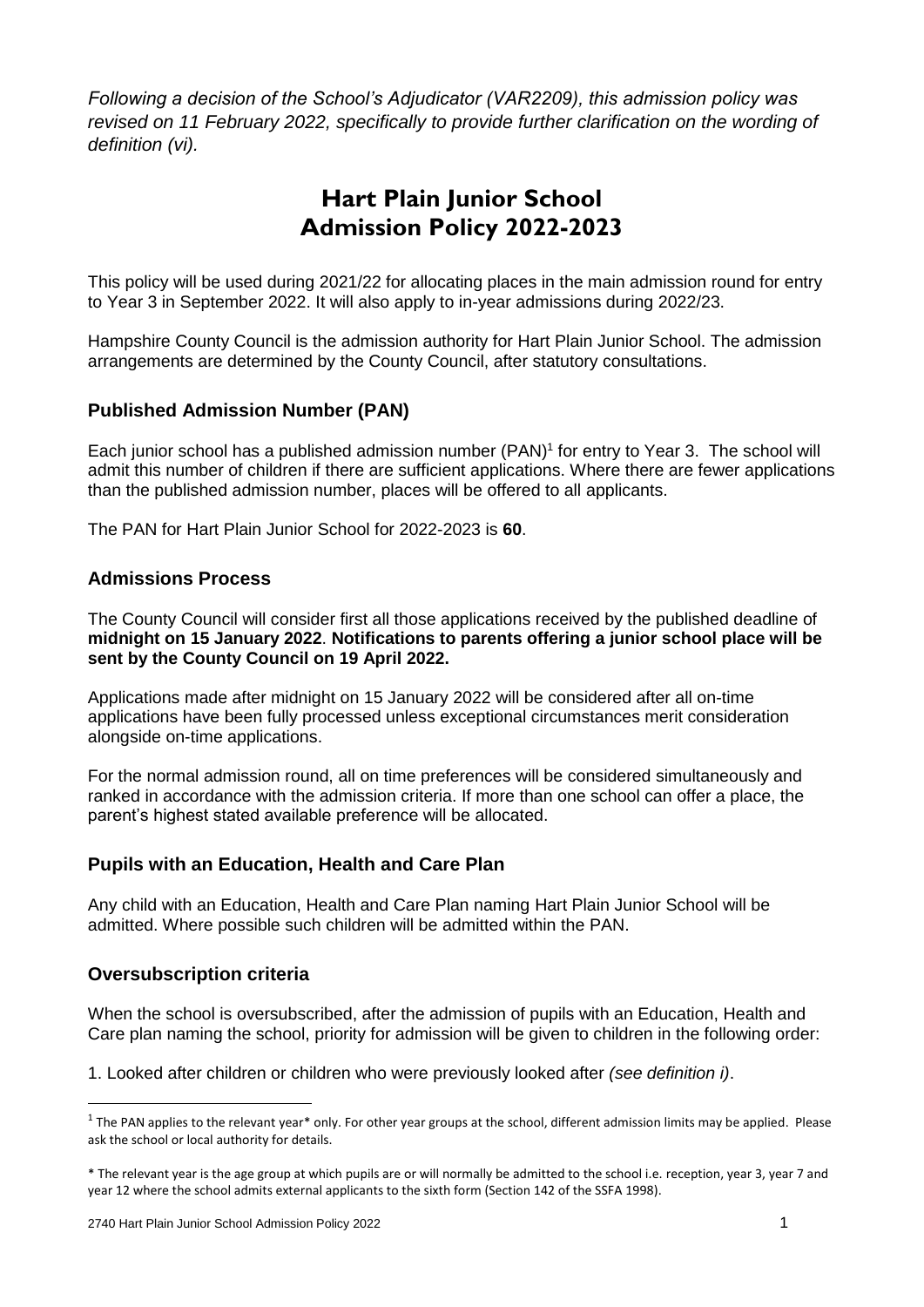*Following a decision of the School's Adjudicator (VAR2209), this admission policy was revised on 11 February 2022, specifically to provide further clarification on the wording of definition (vi).*

# Hart Plain Junior School Admission Policy 2022-2023

This policy will be used during 2021/22 for allocating places in the main admission round for entry to Year 3 in September 2022. It will also apply to in-year admissions during 2022/23.

Hampshire County Council is the admission authority for Hart Plain Junior School. The admission arrangements are determined by the County Council, after statutory consultations.

## Published Admission Number (PAN)

Each junior school has a published admission number (PAN)[1] for entry to Year 3. The school will admit this number of children if there are sufficient applications. Where there are fewer applications than the published admission number, places will be offered to all applicants.

The PAN for Hart Plain Junior School for 2022-2023 is **60**.

## Admissions Process

The County Council will consider first all those applications received by the published deadline of **midnight on 15 January 2022**. **Notifications to parents offering a junior school place will be sent by the County Council on 19 April 2022.**

Applications made after midnight on 15 January 2022 will be considered after all on-time applications have been fully processed unless exceptional circumstances merit consideration alongside on-time applications.

For the normal admission round, all on time preferences will be considered simultaneously and ranked in accordance with the admission criteria. If more than one school can offer a place, the parent's highest stated available preference will be allocated.

## Pupils with an Education, Health and Care Plan

Any child with an Education, Health and Care Plan naming Hart Plain Junior School will be admitted. Where possible such children will be admitted within the PAN.

## Oversubscription criteria

When the school is oversubscribed, after the admission of pupils with an Education, Health and Care plan naming the school, priority for admission will be given to children in the following order:

1. Looked after children or children who were previously looked after *(see definition i)*.

---

[1] The PAN applies to the relevant year* only. For other year groups at the school, different admission limits may be applied. Please ask the school or local authority for details.

* The relevant year is the age group at which pupils are or will normally be admitted to the school i.e. reception, year 3, year 7 and year 12 where the school admits external applicants to the sixth form (Section 142 of the SSFA 1998).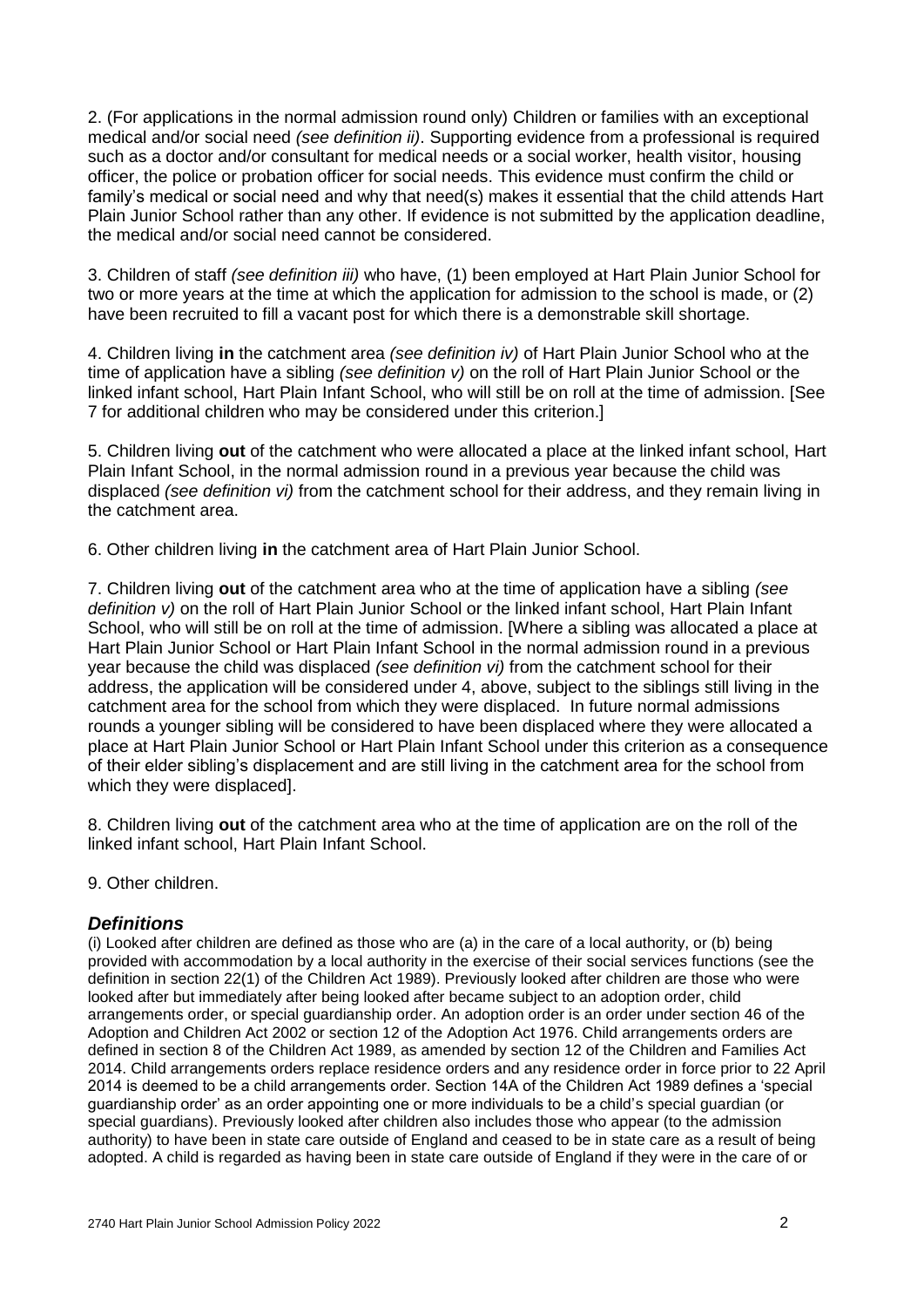2. (For applications in the normal admission round only) Children or families with an exceptional medical and/or social need *(see definition ii)*. Supporting evidence from a professional is required such as a doctor and/or consultant for medical needs or a social worker, health visitor, housing officer, the police or probation officer for social needs. This evidence must confirm the child or family's medical or social need and why that need(s) makes it essential that the child attends Hart Plain Junior School rather than any other. If evidence is not submitted by the application deadline, the medical and/or social need cannot be considered.

3. Children of staff *(see definition iii)* who have, (1) been employed at Hart Plain Junior School for two or more years at the time at which the application for admission to the school is made, or (2) have been recruited to fill a vacant post for which there is a demonstrable skill shortage.

4. Children living **in** the catchment area *(see definition iv)* of Hart Plain Junior School who at the time of application have a sibling *(see definition v)* on the roll of Hart Plain Junior School or the linked infant school, Hart Plain Infant School, who will still be on roll at the time of admission. [See 7 for additional children who may be considered under this criterion.]

5. Children living **out** of the catchment who were allocated a place at the linked infant school, Hart Plain Infant School, in the normal admission round in a previous year because the child was displaced *(see definition vi)* from the catchment school for their address, and they remain living in the catchment area.

6. Other children living **in** the catchment area of Hart Plain Junior School.

7. Children living **out** of the catchment area who at the time of application have a sibling *(see definition v)* on the roll of Hart Plain Junior School or the linked infant school, Hart Plain Infant School, who will still be on roll at the time of admission. [Where a sibling was allocated a place at Hart Plain Junior School or Hart Plain Infant School in the normal admission round in a previous year because the child was displaced *(see definition vi)* from the catchment school for their address, the application will be considered under 4, above, subject to the siblings still living in the catchment area for the school from which they were displaced. In future normal admissions rounds a younger sibling will be considered to have been displaced where they were allocated a place at Hart Plain Junior School or Hart Plain Infant School under this criterion as a consequence of their elder sibling's displacement and are still living in the catchment area for the school from which they were displaced].

8. Children living **out** of the catchment area who at the time of application are on the roll of the linked infant school, Hart Plain Infant School.

9. Other children.

## *Definitions*

(i) Looked after children are defined as those who are (a) in the care of a local authority, or (b) being provided with accommodation by a local authority in the exercise of their social services functions (see the definition in section 22(1) of the Children Act 1989). Previously looked after children are those who were looked after but immediately after being looked after became subject to an adoption order, child arrangements order, or special guardianship order. An adoption order is an order under section 46 of the Adoption and Children Act 2002 or section 12 of the Adoption Act 1976. Child arrangements orders are defined in section 8 of the Children Act 1989, as amended by section 12 of the Children and Families Act 2014. Child arrangements orders replace residence orders and any residence order in force prior to 22 April 2014 is deemed to be a child arrangements order. Section 14A of the Children Act 1989 defines a 'special guardianship order' as an order appointing one or more individuals to be a child's special guardian (or special guardians). Previously looked after children also includes those who appear (to the admission authority) to have been in state care outside of England and ceased to be in state care as a result of being adopted. A child is regarded as having been in state care outside of England if they were in the care of or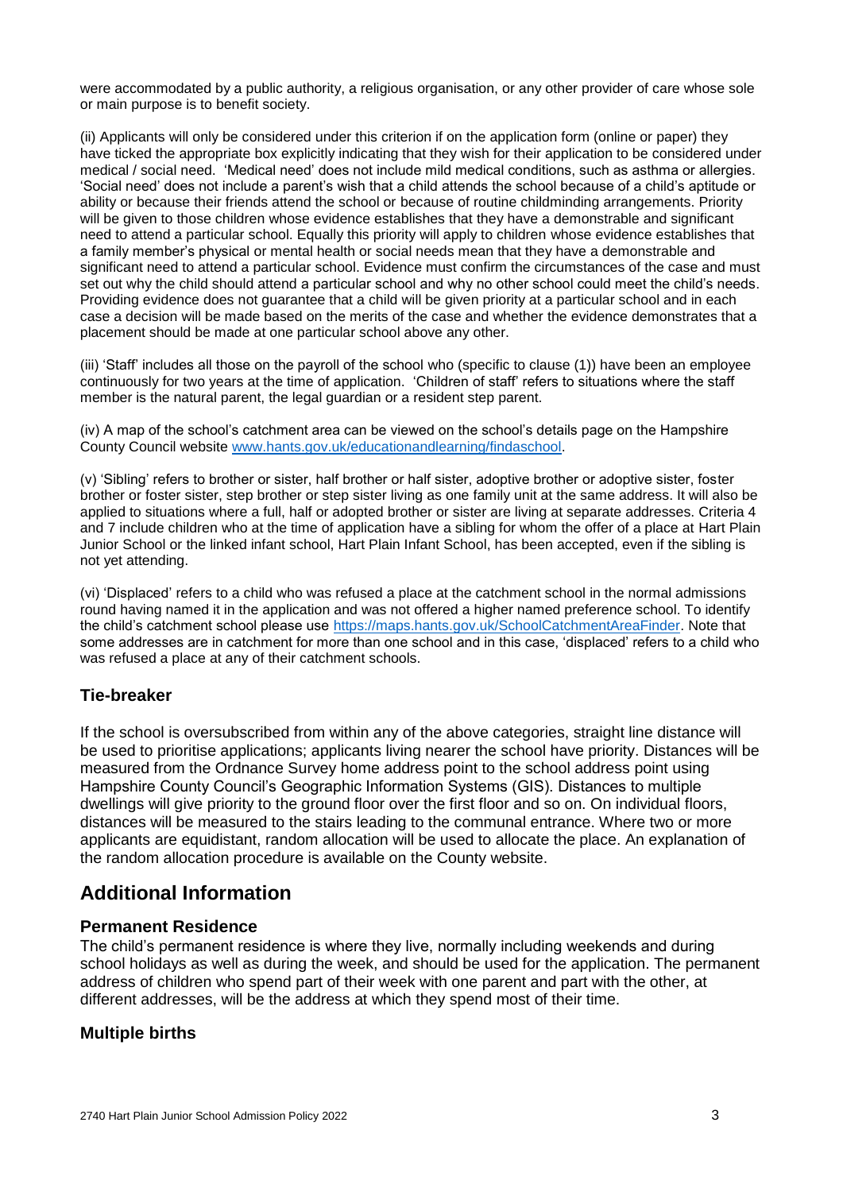were accommodated by a public authority, a religious organisation, or any other provider of care whose sole or main purpose is to benefit society.

(ii) Applicants will only be considered under this criterion if on the application form (online or paper) they have ticked the appropriate box explicitly indicating that they wish for their application to be considered under medical / social need. 'Medical need' does not include mild medical conditions, such as asthma or allergies. 'Social need' does not include a parent's wish that a child attends the school because of a child's aptitude or ability or because their friends attend the school or because of routine childminding arrangements. Priority will be given to those children whose evidence establishes that they have a demonstrable and significant need to attend a particular school. Equally this priority will apply to children whose evidence establishes that a family member's physical or mental health or social needs mean that they have a demonstrable and significant need to attend a particular school. Evidence must confirm the circumstances of the case and must set out why the child should attend a particular school and why no other school could meet the child's needs. Providing evidence does not guarantee that a child will be given priority at a particular school and in each case a decision will be made based on the merits of the case and whether the evidence demonstrates that a placement should be made at one particular school above any other.

(iii) 'Staff' includes all those on the payroll of the school who (specific to clause (1)) have been an employee continuously for two years at the time of application. 'Children of staff' refers to situations where the staff member is the natural parent, the legal guardian or a resident step parent.

(iv) A map of the school's catchment area can be viewed on the school's details page on the Hampshire County Council website [www.hants.gov.uk/educationandlearning/findaschool](www.hants.gov.uk/educationandlearning/findaschool).

(v) 'Sibling' refers to brother or sister, half brother or half sister, adoptive brother or adoptive sister, foster brother or foster sister, step brother or step sister living as one family unit at the same address. It will also be applied to situations where a full, half or adopted brother or sister are living at separate addresses. Criteria 4 and 7 include children who at the time of application have a sibling for whom the offer of a place at Hart Plain Junior School or the linked infant school, Hart Plain Infant School, has been accepted, even if the sibling is not yet attending.

(vi) 'Displaced' refers to a child who was refused a place at the catchment school in the normal admissions round having named it in the application and was not offered a higher named preference school. To identify the child's catchment school please use [https://maps.hants.gov.uk/SchoolCatchmentAreaFinder](https://maps.hants.gov.uk/SchoolCatchmentAreaFinder). Note that some addresses are in catchment for more than one school and in this case, 'displaced' refers to a child who was refused a place at any of their catchment schools.

### Tie-breaker

If the school is oversubscribed from within any of the above categories, straight line distance will be used to prioritise applications; applicants living nearer the school have priority. Distances will be measured from the Ordnance Survey home address point to the school address point using Hampshire County Council's Geographic Information Systems (GIS). Distances to multiple dwellings will give priority to the ground floor over the first floor and so on. On individual floors, distances will be measured to the stairs leading to the communal entrance. Where two or more applicants are equidistant, random allocation will be used to allocate the place. An explanation of the random allocation procedure is available on the County website.

## Additional Information

### Permanent Residence

The child's permanent residence is where they live, normally including weekends and during school holidays as well as during the week, and should be used for the application. The permanent address of children who spend part of their week with one parent and part with the other, at different addresses, will be the address at which they spend most of their time.

### Multiple births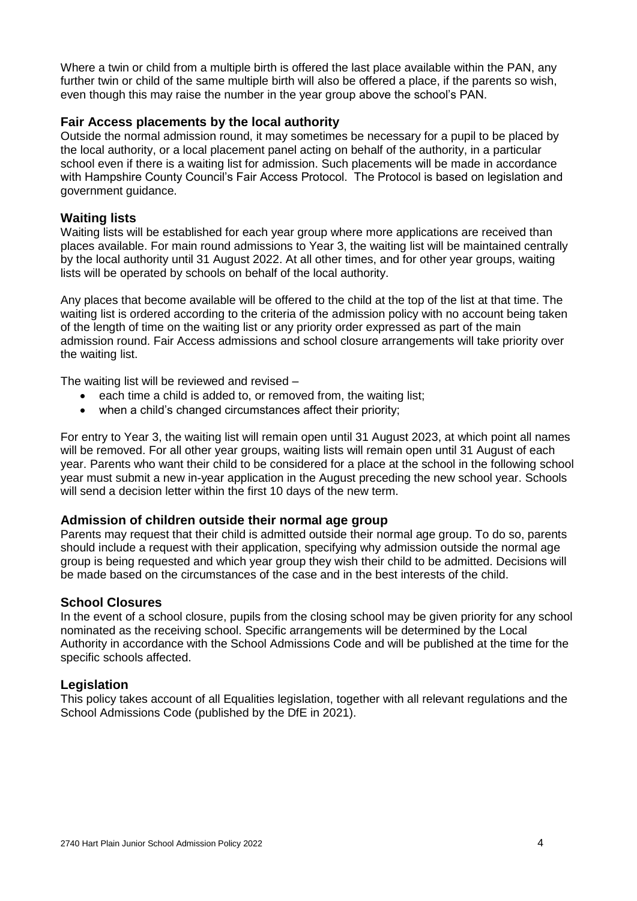Where a twin or child from a multiple birth is offered the last place available within the PAN, any further twin or child of the same multiple birth will also be offered a place, if the parents so wish, even though this may raise the number in the year group above the school's PAN.

### Fair Access placements by the local authority

Outside the normal admission round, it may sometimes be necessary for a pupil to be placed by the local authority, or a local placement panel acting on behalf of the authority, in a particular school even if there is a waiting list for admission. Such placements will be made in accordance with Hampshire County Council's Fair Access Protocol. The Protocol is based on legislation and government guidance.

### Waiting lists

Waiting lists will be established for each year group where more applications are received than places available. For main round admissions to Year 3, the waiting list will be maintained centrally by the local authority until 31 August 2022. At all other times, and for other year groups, waiting lists will be operated by schools on behalf of the local authority.

Any places that become available will be offered to the child at the top of the list at that time. The waiting list is ordered according to the criteria of the admission policy with no account being taken of the length of time on the waiting list or any priority order expressed as part of the main admission round. Fair Access admissions and school closure arrangements will take priority over the waiting list.

The waiting list will be reviewed and revised –

- each time a child is added to, or removed from, the waiting list;
- when a child's changed circumstances affect their priority;

For entry to Year 3, the waiting list will remain open until 31 August 2023, at which point all names will be removed. For all other year groups, waiting lists will remain open until 31 August of each year. Parents who want their child to be considered for a place at the school in the following school year must submit a new in-year application in the August preceding the new school year. Schools will send a decision letter within the first 10 days of the new term.

### Admission of children outside their normal age group

Parents may request that their child is admitted outside their normal age group. To do so, parents should include a request with their application, specifying why admission outside the normal age group is being requested and which year group they wish their child to be admitted. Decisions will be made based on the circumstances of the case and in the best interests of the child.

### School Closures

In the event of a school closure, pupils from the closing school may be given priority for any school nominated as the receiving school. Specific arrangements will be determined by the Local Authority in accordance with the School Admissions Code and will be published at the time for the specific schools affected.

### Legislation

This policy takes account of all Equalities legislation, together with all relevant regulations and the School Admissions Code (published by the DfE in 2021).